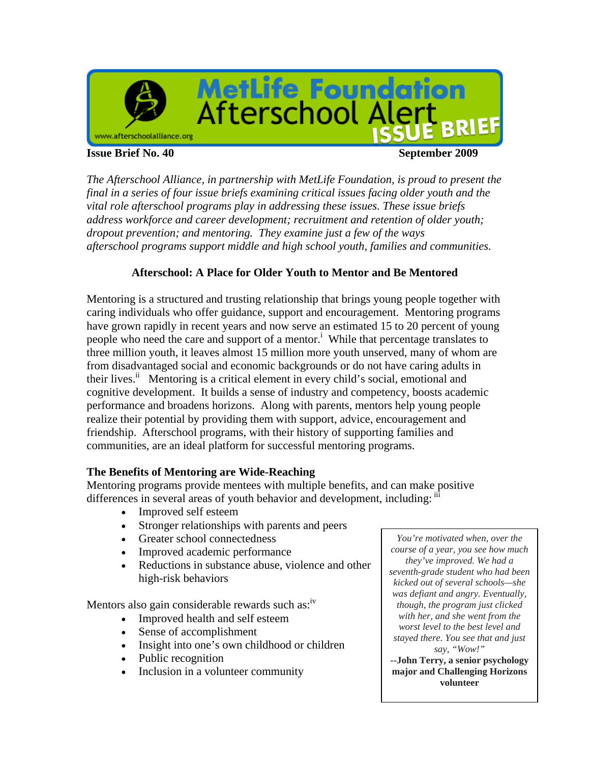# MetLife Foundation Afterschool Alert ISSUE BRIEF

www.afterschoolalliance.org

**Issue Brief No. 40** **September 2009**

*The Afterschool Alliance, in partnership with MetLife Foundation, is proud to present the final in a series of four issue briefs examining critical issues facing older youth and the vital role afterschool programs play in addressing these issues. These issue briefs address workforce and career development; recruitment and retention of older youth; dropout prevention; and mentoring. They examine just a few of the ways afterschool programs support middle and high school youth, families and communities.*

## Afterschool: A Place for Older Youth to Mentor and Be Mentored

Mentoring is a structured and trusting relationship that brings young people together with caring individuals who offer guidance, support and encouragement. Mentoring programs have grown rapidly in recent years and now serve an estimated 15 to 20 percent of young people who need the care and support of a mentor.[i] While that percentage translates to three million youth, it leaves almost 15 million more youth unserved, many of whom are from disadvantaged social and economic backgrounds or do not have caring adults in their lives.[ii] Mentoring is a critical element in every child's social, emotional and cognitive development. It builds a sense of industry and competency, boosts academic performance and broadens horizons. Along with parents, mentors help young people realize their potential by providing them with support, advice, encouragement and friendship. Afterschool programs, with their history of supporting families and communities, are an ideal platform for successful mentoring programs.

### The Benefits of Mentoring are Wide-Reaching

Mentoring programs provide mentees with multiple benefits, and can make positive differences in several areas of youth behavior and development, including:[iii]

- Improved self esteem
- Stronger relationships with parents and peers
- Greater school connectedness
- Improved academic performance
- Reductions in substance abuse, violence and other high-risk behaviors

Mentors also gain considerable rewards such as:[iv]

- Improved health and self esteem
- Sense of accomplishment
- Insight into one's own childhood or children
- Public recognition
- Inclusion in a volunteer community

> *You're motivated when, over the course of a year, you see how much they've improved. We had a seventh-grade student who had been kicked out of several schools—she was defiant and angry. Eventually, though, the program just clicked with her, and she went from the worst level to the best level and stayed there. You see that and just say, "Wow!"*
>
> **--John Terry, a senior psychology major and Challenging Horizons volunteer**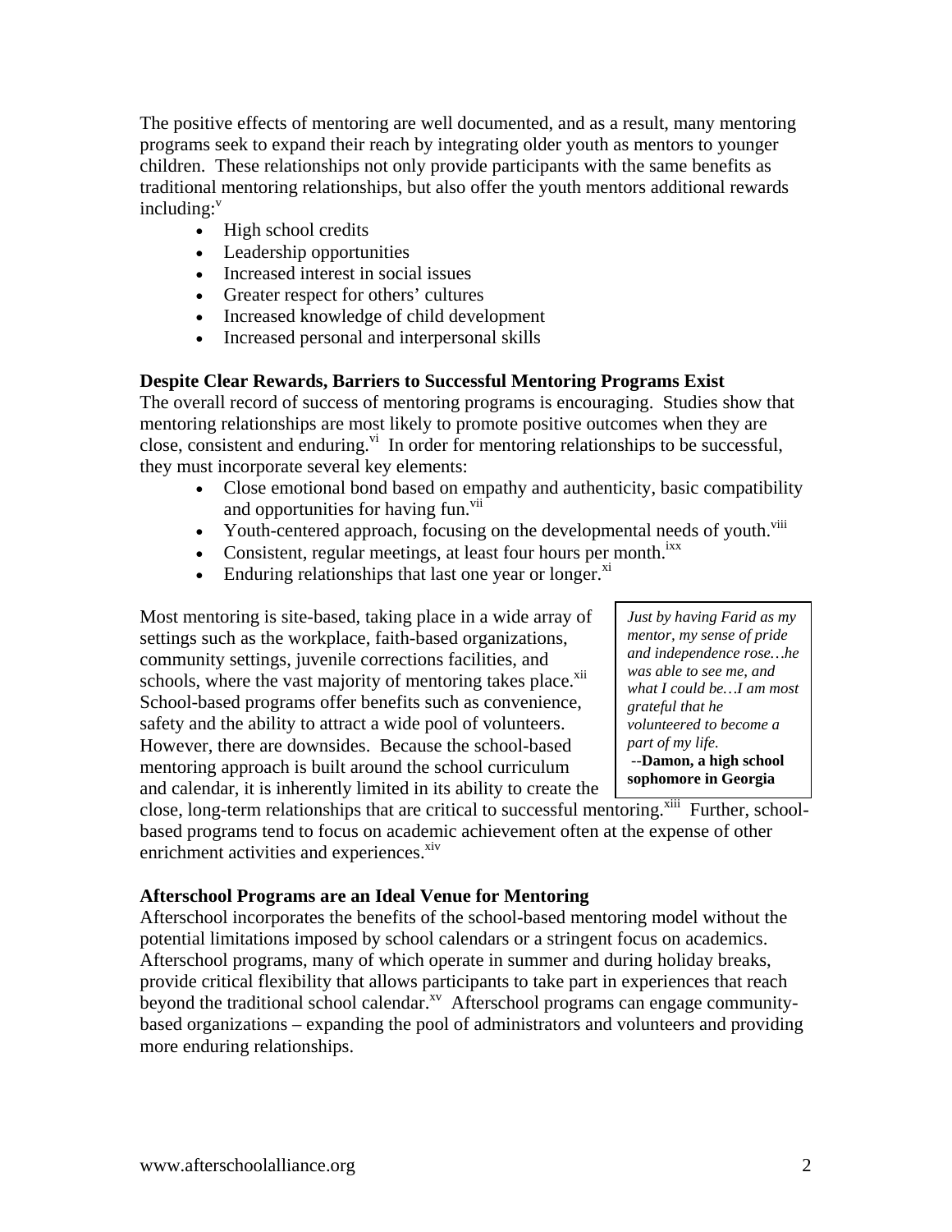The positive effects of mentoring are well documented, and as a result, many mentoring programs seek to expand their reach by integrating older youth as mentors to younger children. These relationships not only provide participants with the same benefits as traditional mentoring relationships, but also offer the youth mentors additional rewards including:[v]

- High school credits
- Leadership opportunities
- Increased interest in social issues
- Greater respect for others' cultures
- Increased knowledge of child development
- Increased personal and interpersonal skills

**Despite Clear Rewards, Barriers to Successful Mentoring Programs Exist**

The overall record of success of mentoring programs is encouraging. Studies show that mentoring relationships are most likely to promote positive outcomes when they are close, consistent and enduring.[vi] In order for mentoring relationships to be successful, they must incorporate several key elements:

- Close emotional bond based on empathy and authenticity, basic compatibility and opportunities for having fun.[vii]
- Youth-centered approach, focusing on the developmental needs of youth.[viii]
- Consistent, regular meetings, at least four hours per month.[ixx]
- Enduring relationships that last one year or longer.[xi]

Most mentoring is site-based, taking place in a wide array of settings such as the workplace, faith-based organizations, community settings, juvenile corrections facilities, and schools, where the vast majority of mentoring takes place.[xii] School-based programs offer benefits such as convenience, safety and the ability to attract a wide pool of volunteers. However, there are downsides. Because the school-based mentoring approach is built around the school curriculum and calendar, it is inherently limited in its ability to create the close, long-term relationships that are critical to successful mentoring.[xiii] Further, school-based programs tend to focus on academic achievement often at the expense of other enrichment activities and experiences.[xiv]

> *Just by having Farid as my mentor, my sense of pride and independence rose…he was able to see me, and what I could be…I am most grateful that he volunteered to become a part of my life.*
> --**Damon, a high school sophomore in Georgia**

**Afterschool Programs are an Ideal Venue for Mentoring**

Afterschool incorporates the benefits of the school-based mentoring model without the potential limitations imposed by school calendars or a stringent focus on academics. Afterschool programs, many of which operate in summer and during holiday breaks, provide critical flexibility that allows participants to take part in experiences that reach beyond the traditional school calendar.[xv] Afterschool programs can engage community-based organizations – expanding the pool of administrators and volunteers and providing more enduring relationships.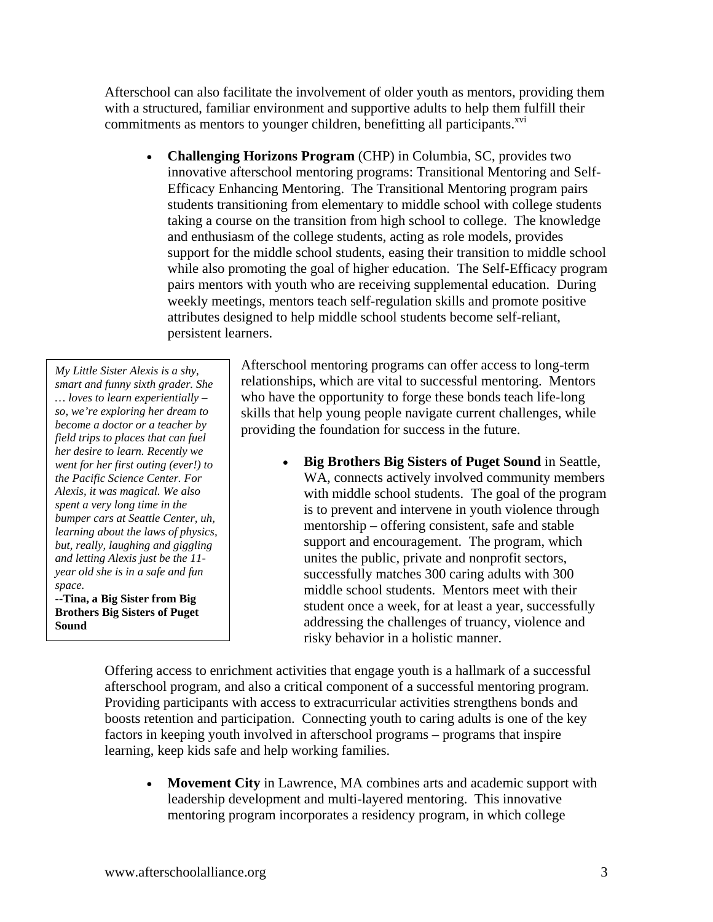Afterschool can also facilitate the involvement of older youth as mentors, providing them with a structured, familiar environment and supportive adults to help them fulfill their commitments as mentors to younger children, benefitting all participants.[xvi]

- **Challenging Horizons Program** (CHP) in Columbia, SC, provides two innovative afterschool mentoring programs: Transitional Mentoring and Self-Efficacy Enhancing Mentoring. The Transitional Mentoring program pairs students transitioning from elementary to middle school with college students taking a course on the transition from high school to college. The knowledge and enthusiasm of the college students, acting as role models, provides support for the middle school students, easing their transition to middle school while also promoting the goal of higher education. The Self-Efficacy program pairs mentors with youth who are receiving supplemental education. During weekly meetings, mentors teach self-regulation skills and promote positive attributes designed to help middle school students become self-reliant, persistent learners.

> *My Little Sister Alexis is a shy, smart and funny sixth grader. She … loves to learn experientially – so, we're exploring her dream to become a doctor or a teacher by field trips to places that can fuel her desire to learn. Recently we went for her first outing (ever!) to the Pacific Science Center. For Alexis, it was magical. We also spent a very long time in the bumper cars at Seattle Center, uh, learning about the laws of physics, but, really, laughing and giggling and letting Alexis just be the 11-year old she is in a safe and fun space.*
> --**Tina, a Big Sister from Big Brothers Big Sisters of Puget Sound**

Afterschool mentoring programs can offer access to long-term relationships, which are vital to successful mentoring. Mentors who have the opportunity to forge these bonds teach life-long skills that help young people navigate current challenges, while providing the foundation for success in the future.

- **Big Brothers Big Sisters of Puget Sound** in Seattle, WA, connects actively involved community members with middle school students. The goal of the program is to prevent and intervene in youth violence through mentorship – offering consistent, safe and stable support and encouragement. The program, which unites the public, private and nonprofit sectors, successfully matches 300 caring adults with 300 middle school students. Mentors meet with their student once a week, for at least a year, successfully addressing the challenges of truancy, violence and risky behavior in a holistic manner.

Offering access to enrichment activities that engage youth is a hallmark of a successful afterschool program, and also a critical component of a successful mentoring program. Providing participants with access to extracurricular activities strengthens bonds and boosts retention and participation. Connecting youth to caring adults is one of the key factors in keeping youth involved in afterschool programs – programs that inspire learning, keep kids safe and help working families.

- **Movement City** in Lawrence, MA combines arts and academic support with leadership development and multi-layered mentoring. This innovative mentoring program incorporates a residency program, in which college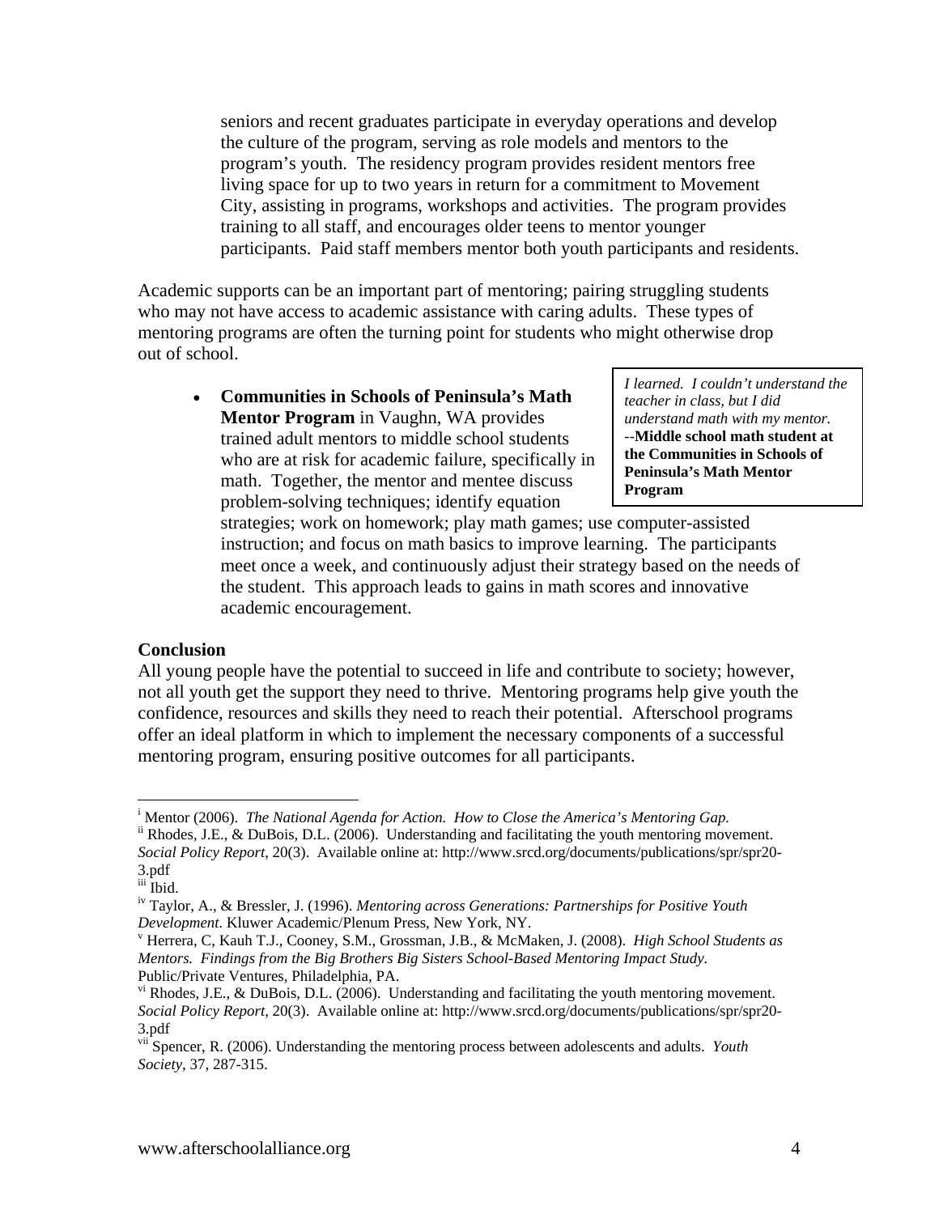seniors and recent graduates participate in everyday operations and develop the culture of the program, serving as role models and mentors to the program's youth. The residency program provides resident mentors free living space for up to two years in return for a commitment to Movement City, assisting in programs, workshops and activities. The program provides training to all staff, and encourages older teens to mentor younger participants. Paid staff members mentor both youth participants and residents.

Academic supports can be an important part of mentoring; pairing struggling students who may not have access to academic assistance with caring adults. These types of mentoring programs are often the turning point for students who might otherwise drop out of school.

- **Communities in Schools of Peninsula's Math Mentor Program** in Vaughn, WA provides trained adult mentors to middle school students who are at risk for academic failure, specifically in math. Together, the mentor and mentee discuss problem-solving techniques; identify equation strategies; work on homework; play math games; use computer-assisted instruction; and focus on math basics to improve learning. The participants meet once a week, and continuously adjust their strategy based on the needs of the student. This approach leads to gains in math scores and innovative academic encouragement.

> *I learned. I couldn't understand the teacher in class, but I did understand math with my mentor.*
> --**Middle school math student at the Communities in Schools of Peninsula's Math Mentor Program**

**Conclusion**

All young people have the potential to succeed in life and contribute to society; however, not all youth get the support they need to thrive. Mentoring programs help give youth the confidence, resources and skills they need to reach their potential. Afterschool programs offer an ideal platform in which to implement the necessary components of a successful mentoring program, ensuring positive outcomes for all participants.

---

[i] Mentor (2006). *The National Agenda for Action. How to Close the America's Mentoring Gap.*

[ii] Rhodes, J.E., & DuBois, D.L. (2006). Understanding and facilitating the youth mentoring movement. *Social Policy Report*, 20(3). Available online at: http://www.srcd.org/documents/publications/spr/spr20-3.pdf

[iii] Ibid.

[iv] Taylor, A., & Bressler, J. (1996). *Mentoring across Generations: Partnerships for Positive Youth Development.* Kluwer Academic/Plenum Press, New York, NY.

[v] Herrera, C, Kauh T.J., Cooney, S.M., Grossman, J.B., & McMaken, J. (2008). *High School Students as Mentors. Findings from the Big Brothers Big Sisters School-Based Mentoring Impact Study.* Public/Private Ventures, Philadelphia, PA.

[vi] Rhodes, J.E., & DuBois, D.L. (2006). Understanding and facilitating the youth mentoring movement. *Social Policy Report*, 20(3). Available online at: http://www.srcd.org/documents/publications/spr/spr20-3.pdf

[vii] Spencer, R. (2006). Understanding the mentoring process between adolescents and adults. *Youth Society*, 37, 287-315.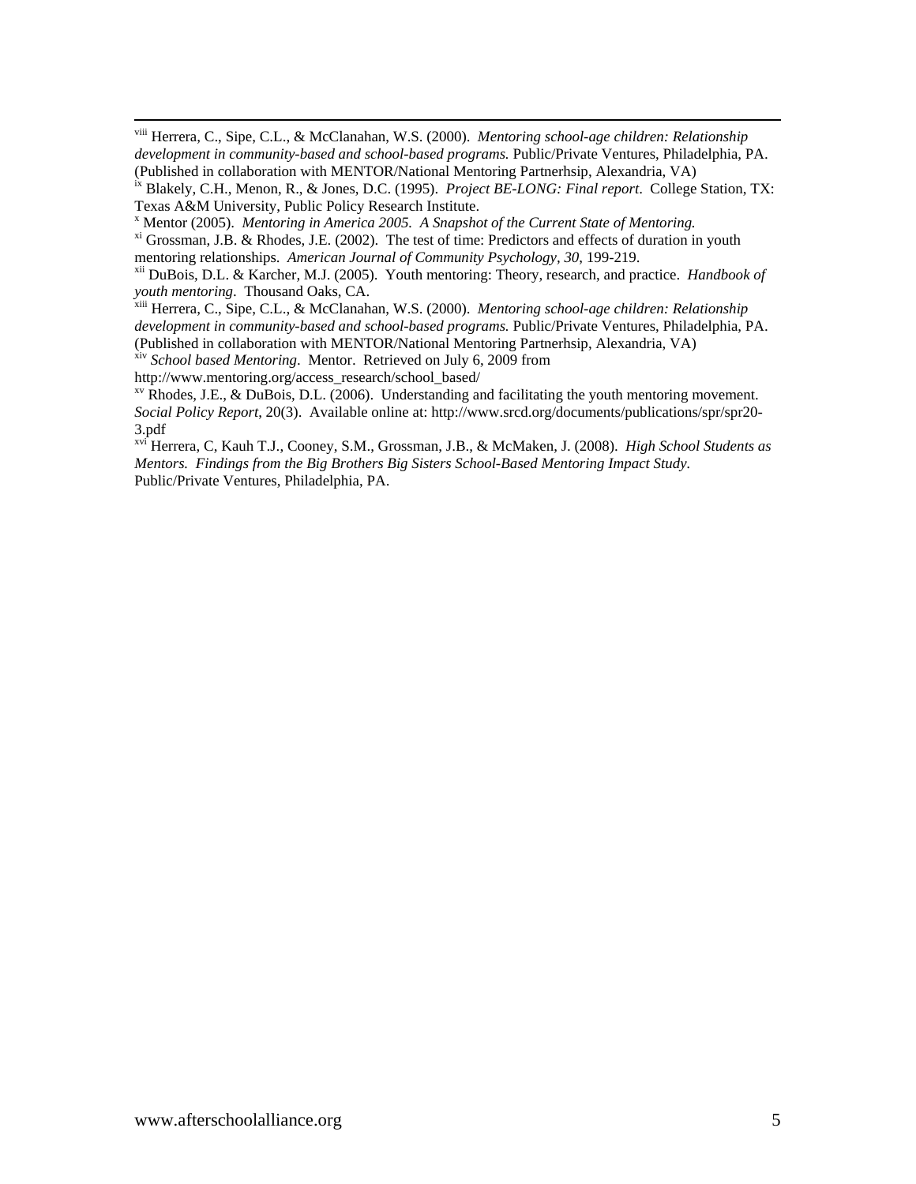[viii] Herrera, C., Sipe, C.L., & McClanahan, W.S. (2000). *Mentoring school-age children: Relationship development in community-based and school-based programs.* Public/Private Ventures, Philadelphia, PA. (Published in collaboration with MENTOR/National Mentoring Partnerhsip, Alexandria, VA)

[ix] Blakely, C.H., Menon, R., & Jones, D.C. (1995). *Project BE-LONG: Final report*. College Station, TX: Texas A&M University, Public Policy Research Institute.

[x] Mentor (2005). *Mentoring in America 2005. A Snapshot of the Current State of Mentoring.*

[xi] Grossman, J.B. & Rhodes, J.E. (2002). The test of time: Predictors and effects of duration in youth mentoring relationships. *American Journal of Community Psychology, 30*, 199-219.

[xii] DuBois, D.L. & Karcher, M.J. (2005). Youth mentoring: Theory, research, and practice. *Handbook of youth mentoring*. Thousand Oaks, CA.

[xiii] Herrera, C., Sipe, C.L., & McClanahan, W.S. (2000). *Mentoring school-age children: Relationship development in community-based and school-based programs.* Public/Private Ventures, Philadelphia, PA. (Published in collaboration with MENTOR/National Mentoring Partnerhsip, Alexandria, VA)

[xiv] *School based Mentoring*. Mentor. Retrieved on July 6, 2009 from http://www.mentoring.org/access_research/school_based/

[xv] Rhodes, J.E., & DuBois, D.L. (2006). Understanding and facilitating the youth mentoring movement. *Social Policy Report*, 20(3). Available online at: http://www.srcd.org/documents/publications/spr/spr20-3.pdf

[xvi] Herrera, C, Kauh T.J., Cooney, S.M., Grossman, J.B., & McMaken, J. (2008). *High School Students as Mentors. Findings from the Big Brothers Big Sisters School-Based Mentoring Impact Study*. Public/Private Ventures, Philadelphia, PA.